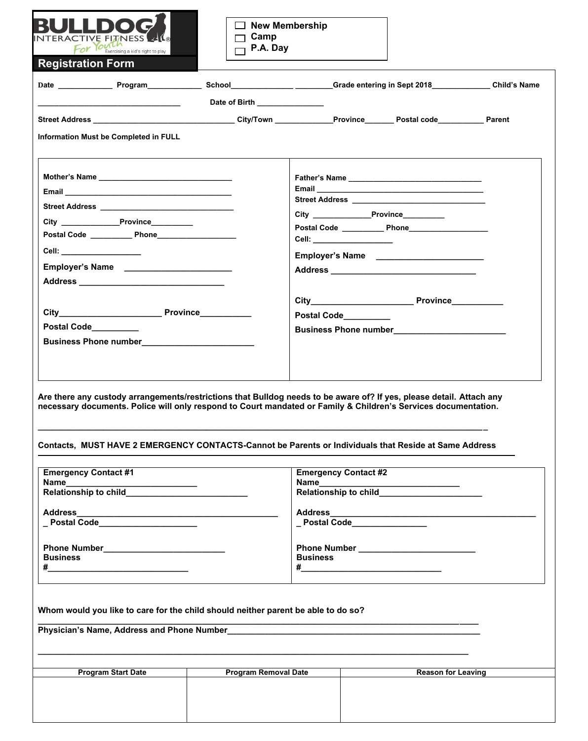BULLDOG INTERACTIVE FITNESS For Youth
Exercising a kid's right to play

## Registration Form

- ☐ New Membership
- ☐ Camp
- ☐ P.A. Day

**Date** _____________ **Program**_____________ **School**_______________ _________**Grade entering in Sept 2018**______________ **Child's Name** __________________________________ **Date of Birth** ________________

**Street Address** __________________________________ **City/Town** ______________**Province**_______ **Postal code**___________ **Parent Information Must be Completed in FULL**

**Mother's Name** ________________________________

**Email** ________________________________________

**Street Address** ________________________________

**City** ______________**Province**__________

**Postal Code** __________ **Phone**___________________

**Cell:** ___________________

**Employer's Name** ________________________

**Address** __________________________________

**City**_______________________ **Province**___________

**Postal Code**__________

**Business Phone number**________________________

**Father's Name** ________________________________

**Email** _______________________________________

**Street Address** ________________________________

**City** ______________**Province**__________

**Postal Code** __________ **Phone**___________________

**Cell:** ___________________

**Employer's Name** ________________________

**Address** __________________________________

**City**_______________________ **Province**___________

**Postal Code**__________

**Business Phone number**________________________

**Are there any custody arrangements/restrictions that Bulldog needs to be aware of? If yes, please detail. Attach any necessary documents. Police will only respond to Court mandated or Family & Children's Services documentation.**

______________________________________________________________________________________________

**Contacts, MUST HAVE 2 EMERGENCY CONTACTS-Cannot be Parents or Individuals that Reside at Same Address**

**Emergency Contact #1**
**Name**____________________________
**Relationship to child**__________________________

**Address**____________________________________________
_ **Postal Code**_____________________

**Phone Number**__________________________
**Business**
**#**______________________________

**Emergency Contact #2**
**Name**______________________________
**Relationship to child**______________________

**Address**____________________________________________
_ **Postal Code**________________

**Phone Number** __________________________
**Business**
**#**______________________________

**Whom would you like to care for the child should neither parent be able to do so?**

______________________________________________________________________________________________

**Physician's Name, Address and Phone Number**______________________________________________________

______________________________________________________________________________________________

| Program Start Date | Program Removal Date | Reason for Leaving |
|---|---|---|
| | | |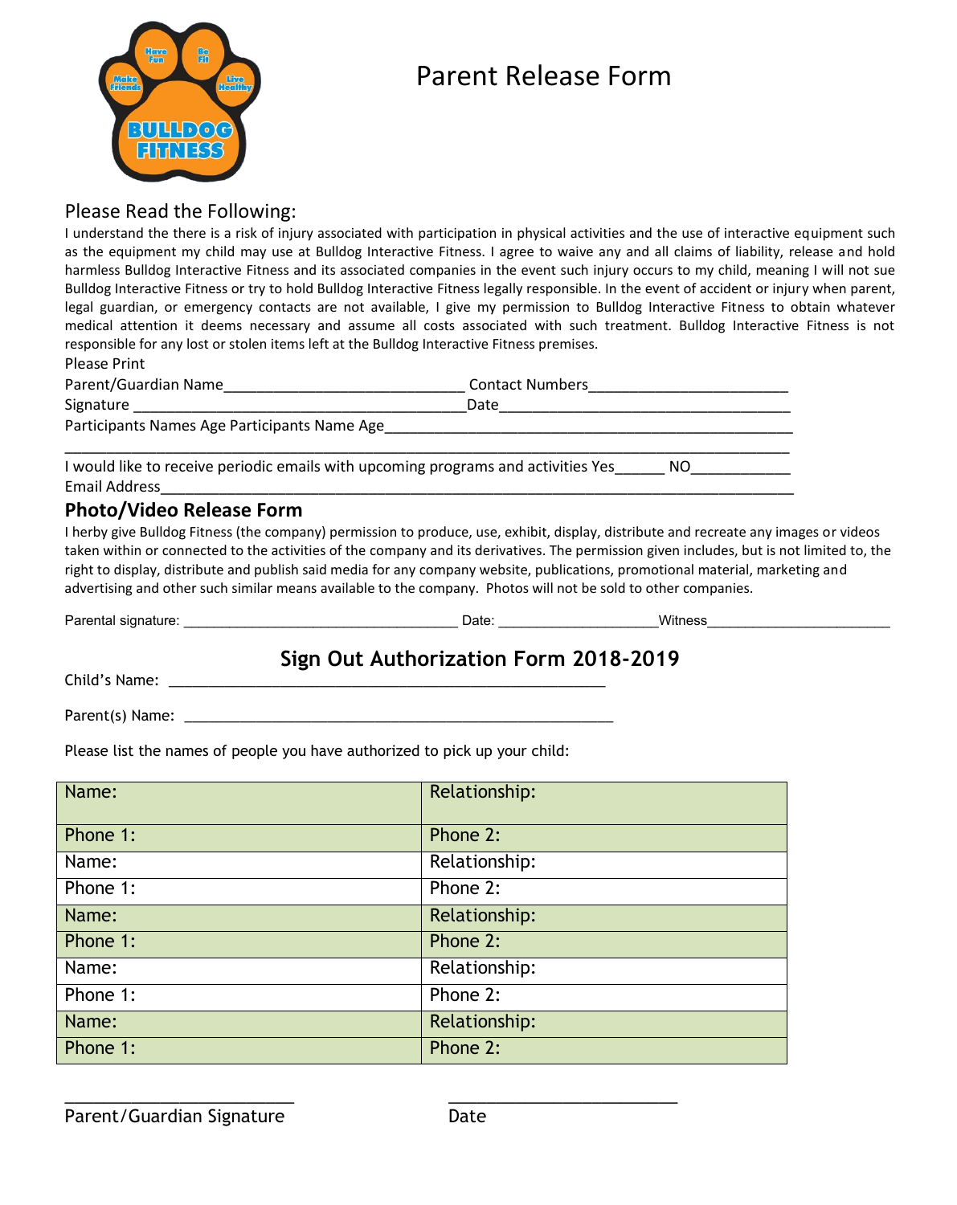# Parent Release Form

## Please Read the Following:

I understand the there is a risk of injury associated with participation in physical activities and the use of interactive equipment such as the equipment my child may use at Bulldog Interactive Fitness. I agree to waive any and all claims of liability, release and hold harmless Bulldog Interactive Fitness and its associated companies in the event such injury occurs to my child, meaning I will not sue Bulldog Interactive Fitness or try to hold Bulldog Interactive Fitness legally responsible. In the event of accident or injury when parent, legal guardian, or emergency contacts are not available, I give my permission to Bulldog Interactive Fitness to obtain whatever medical attention it deems necessary and assume all costs associated with such treatment. Bulldog Interactive Fitness is not responsible for any lost or stolen items left at the Bulldog Interactive Fitness premises.

Please Print

Parent/Guardian Name______________________________ Contact Numbers________________________

Signature ________________________________________Date____________________________________

Participants Names Age Participants Name Age____________________________________________________

_____________________________________________________________________________________

I would like to receive periodic emails with upcoming programs and activities Yes______ NO____________

Email Address_________________________________________________________________________

## Photo/Video Release Form

I herby give Bulldog Fitness (the company) permission to produce, use, exhibit, display, distribute and recreate any images or videos taken within or connected to the activities of the company and its derivatives. The permission given includes, but is not limited to, the right to display, distribute and publish said media for any company website, publications, promotional material, marketing and advertising and other such similar means available to the company. Photos will not be sold to other companies.

Parental signature: ____________________________________ Date: ____________________Witness________________________

## Sign Out Authorization Form 2018-2019

Child's Name: ________________________________________________________

Parent(s) Name: ________________________________________________________

Please list the names of people you have authorized to pick up your child:

| Name: | Relationship: |
|---|---|
| Phone 1: | Phone 2: |
| Name: | Relationship: |
| Phone 1: | Phone 2: |
| Name: | Relationship: |
| Phone 1: | Phone 2: |
| Name: | Relationship: |
| Phone 1: | Phone 2: |
| Name: | Relationship: |
| Phone 1: | Phone 2: |

__________________________ __________________________

Parent/Guardian Signature Date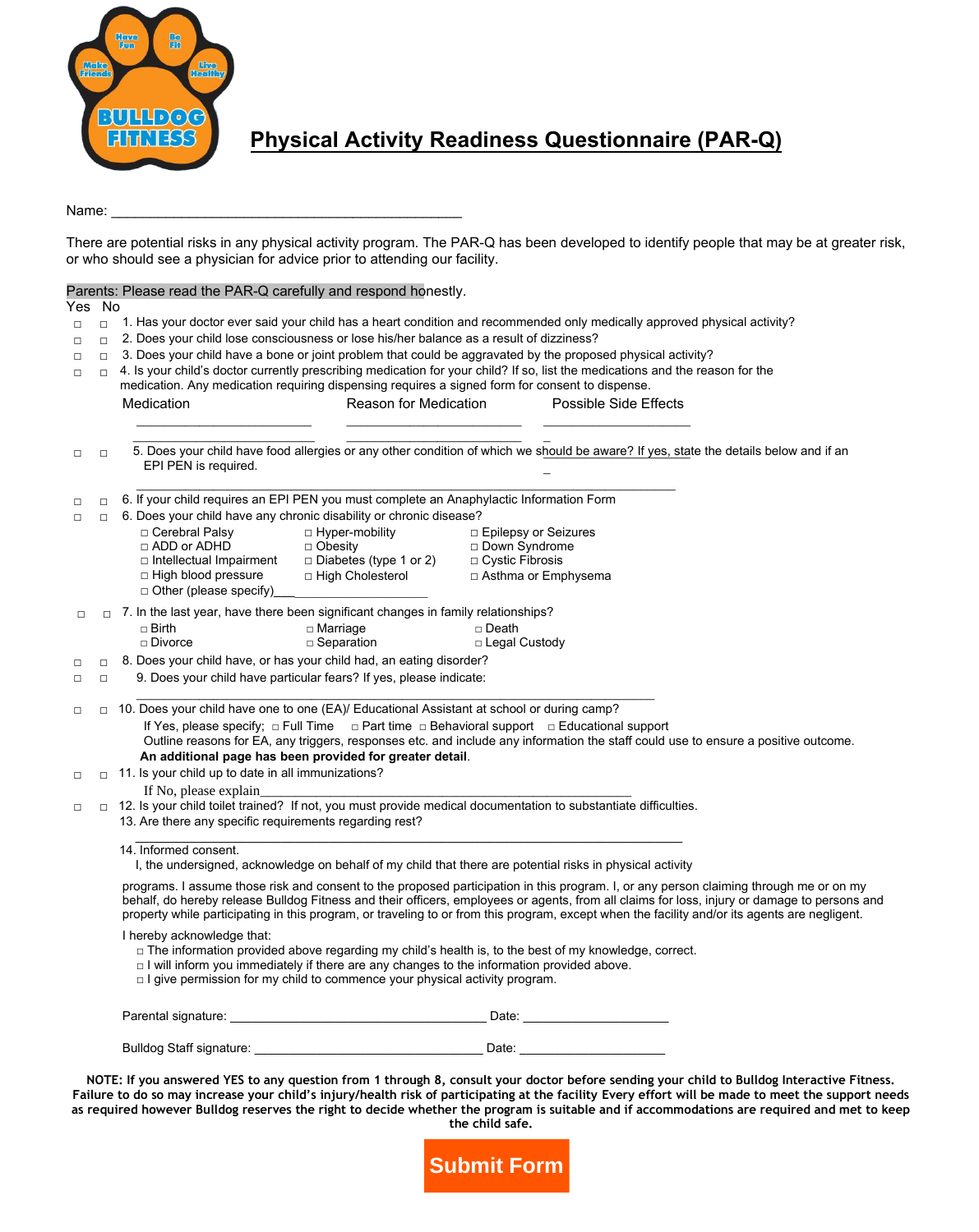# Physical Activity Readiness Questionnaire (PAR-Q)

Name: ______________________________________________

There are potential risks in any physical activity program. The PAR-Q has been developed to identify people that may be at greater risk, or who should see a physician for advice prior to attending our facility.

Parents: Please read the PAR-Q carefully and respond honestly.

Yes No

□ □ 1. Has your doctor ever said your child has a heart condition and recommended only medically approved physical activity?

□ □ 2. Does your child lose consciousness or lose his/her balance as a result of dizziness?

□ □ 3. Does your child have a bone or joint problem that could be aggravated by the proposed physical activity?

□ □ 4. Is your child's doctor currently prescribing medication for your child? If so, list the medications and the reason for the medication. Any medication requiring dispensing requires a signed form for consent to dispense.

| Medication | Reason for Medication | Possible Side Effects |
|---|---|---|
| ________________________ | ________________________ | ____________________ |
| ________________________ | ________________________ | _ |

□ □ 5. Does your child have food allergies or any other condition of which we should be aware? If yes, state the details below and if an EPI PEN is required.

_

__________________________________________________________________________

□ □ 6. If your child requires an EPI PEN you must complete an Anaphylactic Information Form

□ □ 6. Does your child have any chronic disability or chronic disease?

□ Cerebral Palsy □ Hyper-mobility □ Epilepsy or Seizures
□ ADD or ADHD □ Obesity □ Down Syndrome
□ Intellectual Impairment □ Diabetes (type 1 or 2) □ Cystic Fibrosis
□ High blood pressure □ High Cholesterol □ Asthma or Emphysema
□ Other (please specify)____________________

□ □ 7. In the last year, have there been significant changes in family relationships?

□ Birth □ Marriage □ Death
□ Divorce □ Separation □ Legal Custody

□ □ 8. Does your child have, or has your child had, an eating disorder?

□ □ 9. Does your child have particular fears? If yes, please indicate:

__________________________________________________________________________

□ □ 10. Does your child have one to one (EA)/ Educational Assistant at school or during camp?

If Yes, please specify; □ Full Time □ Part time □ Behavioral support □ Educational support

Outline reasons for EA, any triggers, responses etc. and include any information the staff could use to ensure a positive outcome.

**An additional page has been provided for greater detail**.

□ □ 11. Is your child up to date in all immunizations?

If No, please explain_______________________________________________________

□ □ 12. Is your child toilet trained? If not, you must provide medical documentation to substantiate difficulties.

13. Are there any specific requirements regarding rest?

__________________________________________________________________________

14. Informed consent.

I, the undersigned, acknowledge on behalf of my child that there are potential risks in physical activity programs. I assume those risk and consent to the proposed participation in this program. I, or any person claiming through me or on my behalf, do hereby release Bulldog Fitness and their officers, employees or agents, from all claims for loss, injury or damage to persons and property while participating in this program, or traveling to or from this program, except when the facility and/or its agents are negligent.

I hereby acknowledge that:

□ The information provided above regarding my child's health is, to the best of my knowledge, correct.
□ I will inform you immediately if there are any changes to the information provided above.
□ I give permission for my child to commence your physical activity program.

Parental signature: ____________________________________ Date: ____________________

Bulldog Staff signature: ________________________________ Date: ____________________

**NOTE: If you answered YES to any question from 1 through 8, consult your doctor before sending your child to Bulldog Interactive Fitness. Failure to do so may increase your child's injury/health risk of participating at the facility Every effort will be made to meet the support needs as required however Bulldog reserves the right to decide whether the program is suitable and if accommodations are required and met to keep the child safe.**

Submit Form